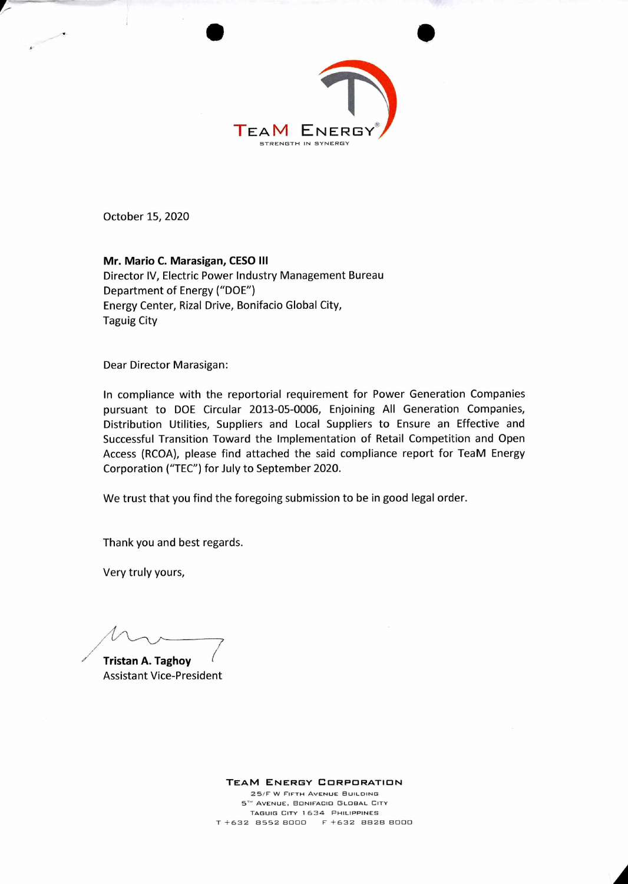TEAM ENERGY®
STRENGTH IN SYNERGY

October 15, 2020

**Mr. Mario C. Marasigan, CESO III**
Director IV, Electric Power Industry Management Bureau
Department of Energy ("DOE")
Energy Center, Rizal Drive, Bonifacio Global City,
Taguig City

Dear Director Marasigan:

In compliance with the reportorial requirement for Power Generation Companies pursuant to DOE Circular 2013-05-0006, Enjoining All Generation Companies, Distribution Utilities, Suppliers and Local Suppliers to Ensure an Effective and Successful Transition Toward the Implementation of Retail Competition and Open Access (RCOA), please find attached the said compliance report for TeaM Energy Corporation ("TEC") for July to September 2020.

We trust that you find the foregoing submission to be in good legal order.

Thank you and best regards.

Very truly yours,

**Tristan A. Taghoy**
Assistant Vice-President

TEAM ENERGY CORPORATION
25/F W Fifth Avenue Building
5TH Avenue, Bonifacio Global City
Taguig City 1634 Philippines
T +632 8552 8000 F +632 8828 8000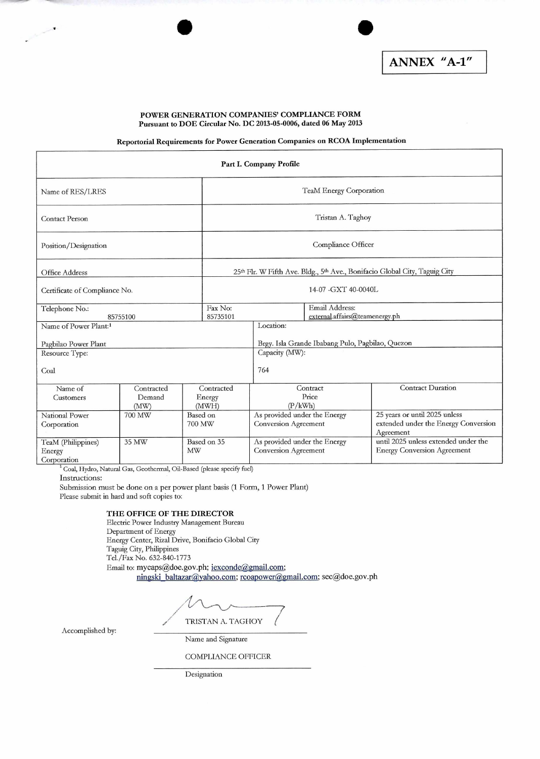**ANNEX "A-1"**

**POWER GENERATION COMPANIES' COMPLIANCE FORM**
**Pursuant to DOE Circular No. DC 2013-05-0006, dated 06 May 2013**

**Reportorial Requirements for Power Generation Companies on RCOA Implementation**

| **Part I. Company Profile** | | | | |
|---|---|---|---|---|
| Name of RES/LRES | TeaM Energy Corporation | | | |
| Contact Person | Tristan A. Taghoy | | | |
| Position/Designation | Compliance Officer | | | |
| Office Address | 25th Flr. W Fifth Ave. Bldg., 5th Ave., Bonifacio Global City, Taguig City | | | |
| Certificate of Compliance No. | 14-07 -GXT 40-0040L | | | |
| Telephone No.: 85755100 | Fax No: 85735101 | | Email Address: external.affairs@teamenergy.ph | |
| Name of Power Plant:[1] Pagbilao Power Plant | | | Location: Brgy. Isla Grande Ibabang Pulo, Pagbilao, Quezon | |
| Resource Type: Coal | | | Capacity (MW): 764 | |
| Name of Customers | Contracted Demand (MW) | Contracted Energy (MWH) | Contract Price (P/kWh) | Contract Duration |
| National Power Corporation | 700 MW | Based on 700 MW | As provided under the Energy Conversion Agreement | 25 years or until 2025 unless extended under the Energy Conversion Agreement |
| TeaM (Philippines) Energy Corporation | 35 MW | Based on 35 MW | As provided under the Energy Conversion Agreement | until 2025 unless extended under the Energy Conversion Agreement |

[1] Coal, Hydro, Natural Gas, Geothermal, Oil-Based (please specify fuel)

Instructions:
Submission must be done on a per power plant basis (1 Form, 1 Power Plant)
Please submit in hard and soft copies to:

**THE OFFICE OF THE DIRECTOR**
Electric Power Industry Management Bureau
Department of Energy
Energy Center, Rizal Drive, Bonifacio Global City
Taguig City, Philippines
Tel./Fax No. 632-840-1773
Email to: mycaps@doe.gov.ph; iexconde@gmail.com; ningski_baltazar@yahoo.com; rcoapower@gmail.com; sec@doe.gov.ph

Accomplished by:

TRISTAN A. TAGHOY
Name and Signature

COMPLIANCE OFFICER
Designation